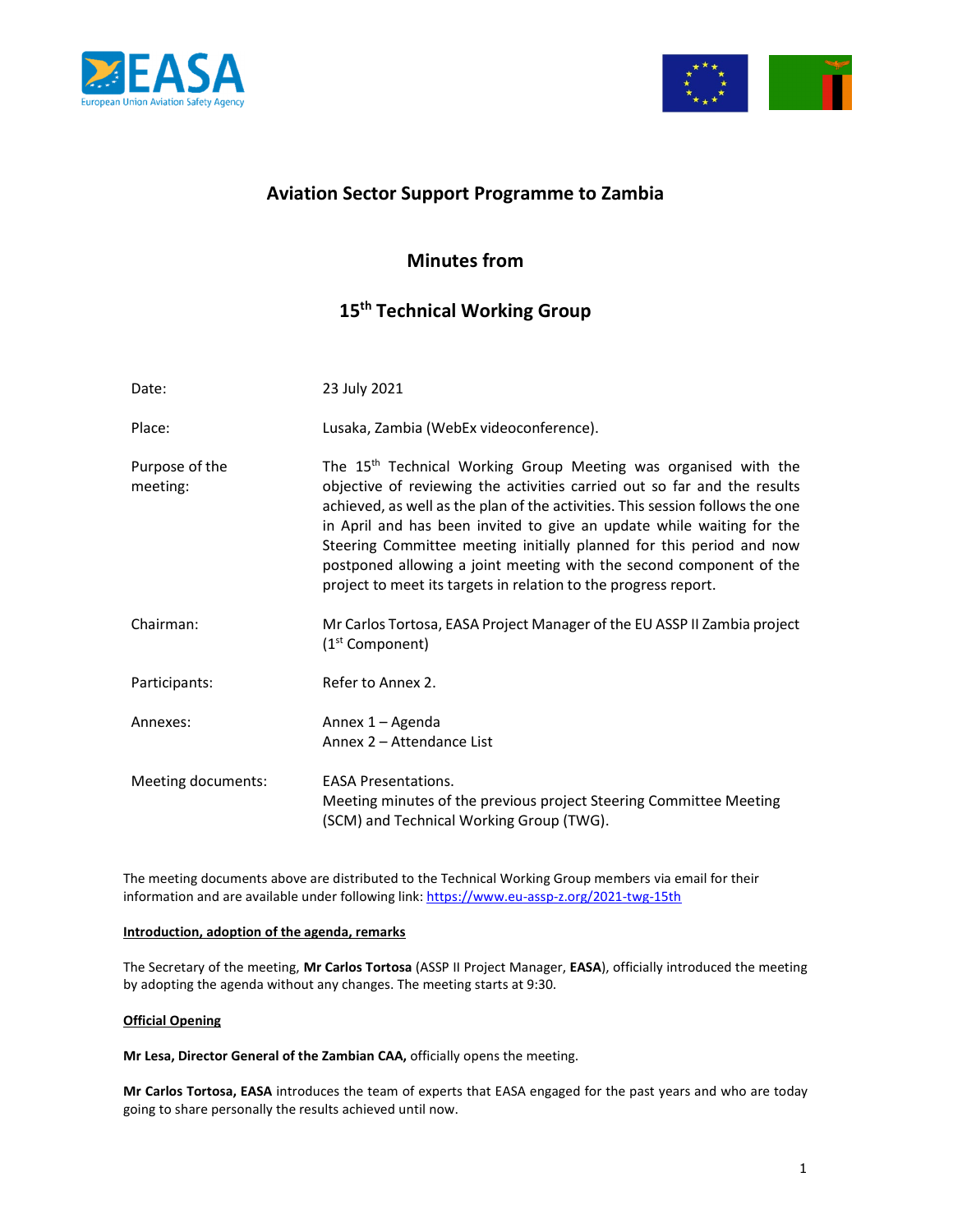# Aviation Sector Support Programme to Zambia

## Minutes from

## 15th Technical Working Group

| | |
|---|---|
| Date: | 23 July 2021 |
| Place: | Lusaka, Zambia (WebEx videoconference). |
| Purpose of the meeting: | The 15th Technical Working Group Meeting was organised with the objective of reviewing the activities carried out so far and the results achieved, as well as the plan of the activities. This session follows the one in April and has been invited to give an update while waiting for the Steering Committee meeting initially planned for this period and now postponed allowing a joint meeting with the second component of the project to meet its targets in relation to the progress report. |
| Chairman: | Mr Carlos Tortosa, EASA Project Manager of the EU ASSP II Zambia project (1st Component) |
| Participants: | Refer to Annex 2. |
| Annexes: | Annex 1 – Agenda<br>Annex 2 – Attendance List |
| Meeting documents: | EASA Presentations.<br>Meeting minutes of the previous project Steering Committee Meeting (SCM) and Technical Working Group (TWG). |

The meeting documents above are distributed to the Technical Working Group members via email for their information and are available under following link: https://www.eu-assp-z.org/2021-twg-15th

**Introduction, adoption of the agenda, remarks**

The Secretary of the meeting, **Mr Carlos Tortosa** (ASSP II Project Manager, **EASA**), officially introduced the meeting by adopting the agenda without any changes. The meeting starts at 9:30.

**Official Opening**

**Mr Lesa, Director General of the Zambian CAA,** officially opens the meeting.

**Mr Carlos Tortosa, EASA** introduces the team of experts that EASA engaged for the past years and who are today going to share personally the results achieved until now.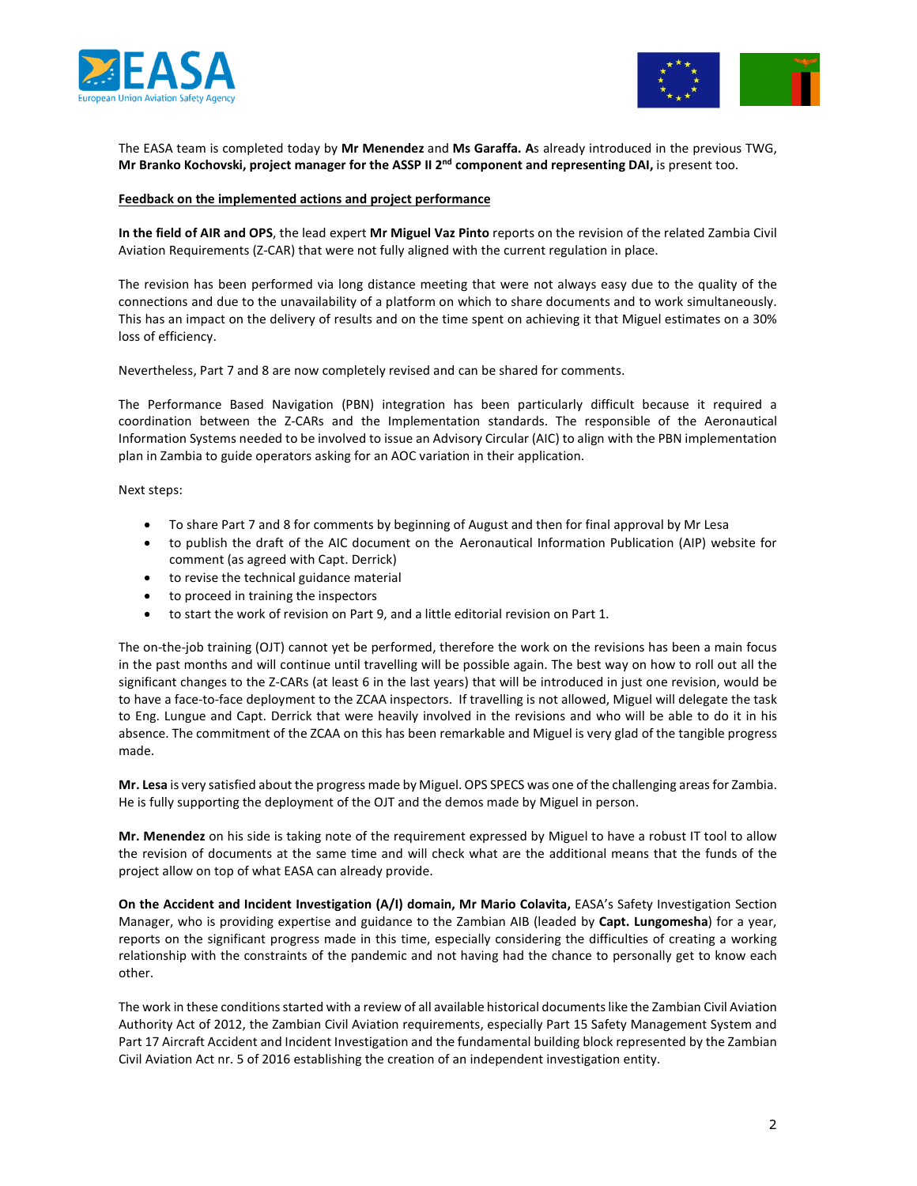The EASA team is completed today by **Mr Menendez** and **Ms Garaffa. A**s already introduced in the previous TWG, **Mr Branko Kochovski, project manager for the ASSP II 2nd component and representing DAI,** is present too.

**<u>Feedback on the implemented actions and project performance</u>**

**In the field of AIR and OPS**, the lead expert **Mr Miguel Vaz Pinto** reports on the revision of the related Zambia Civil Aviation Requirements (Z-CAR) that were not fully aligned with the current regulation in place.

The revision has been performed via long distance meeting that were not always easy due to the quality of the connections and due to the unavailability of a platform on which to share documents and to work simultaneously. This has an impact on the delivery of results and on the time spent on achieving it that Miguel estimates on a 30% loss of efficiency.

Nevertheless, Part 7 and 8 are now completely revised and can be shared for comments.

The Performance Based Navigation (PBN) integration has been particularly difficult because it required a coordination between the Z-CARs and the Implementation standards. The responsible of the Aeronautical Information Systems needed to be involved to issue an Advisory Circular (AIC) to align with the PBN implementation plan in Zambia to guide operators asking for an AOC variation in their application.

Next steps:

- To share Part 7 and 8 for comments by beginning of August and then for final approval by Mr Lesa
- to publish the draft of the AIC document on the Aeronautical Information Publication (AIP) website for comment (as agreed with Capt. Derrick)
- to revise the technical guidance material
- to proceed in training the inspectors
- to start the work of revision on Part 9, and a little editorial revision on Part 1.

The on-the-job training (OJT) cannot yet be performed, therefore the work on the revisions has been a main focus in the past months and will continue until travelling will be possible again. The best way on how to roll out all the significant changes to the Z-CARs (at least 6 in the last years) that will be introduced in just one revision, would be to have a face-to-face deployment to the ZCAA inspectors. If travelling is not allowed, Miguel will delegate the task to Eng. Lungue and Capt. Derrick that were heavily involved in the revisions and who will be able to do it in his absence. The commitment of the ZCAA on this has been remarkable and Miguel is very glad of the tangible progress made.

**Mr. Lesa** is very satisfied about the progress made by Miguel. OPS SPECS was one of the challenging areas for Zambia. He is fully supporting the deployment of the OJT and the demos made by Miguel in person.

**Mr. Menendez** on his side is taking note of the requirement expressed by Miguel to have a robust IT tool to allow the revision of documents at the same time and will check what are the additional means that the funds of the project allow on top of what EASA can already provide.

**On the Accident and Incident Investigation (A/I) domain, Mr Mario Colavita,** EASA's Safety Investigation Section Manager, who is providing expertise and guidance to the Zambian AIB (leaded by **Capt. Lungomesha**) for a year, reports on the significant progress made in this time, especially considering the difficulties of creating a working relationship with the constraints of the pandemic and not having had the chance to personally get to know each other.

The work in these conditions started with a review of all available historical documents like the Zambian Civil Aviation Authority Act of 2012, the Zambian Civil Aviation requirements, especially Part 15 Safety Management System and Part 17 Aircraft Accident and Incident Investigation and the fundamental building block represented by the Zambian Civil Aviation Act nr. 5 of 2016 establishing the creation of an independent investigation entity.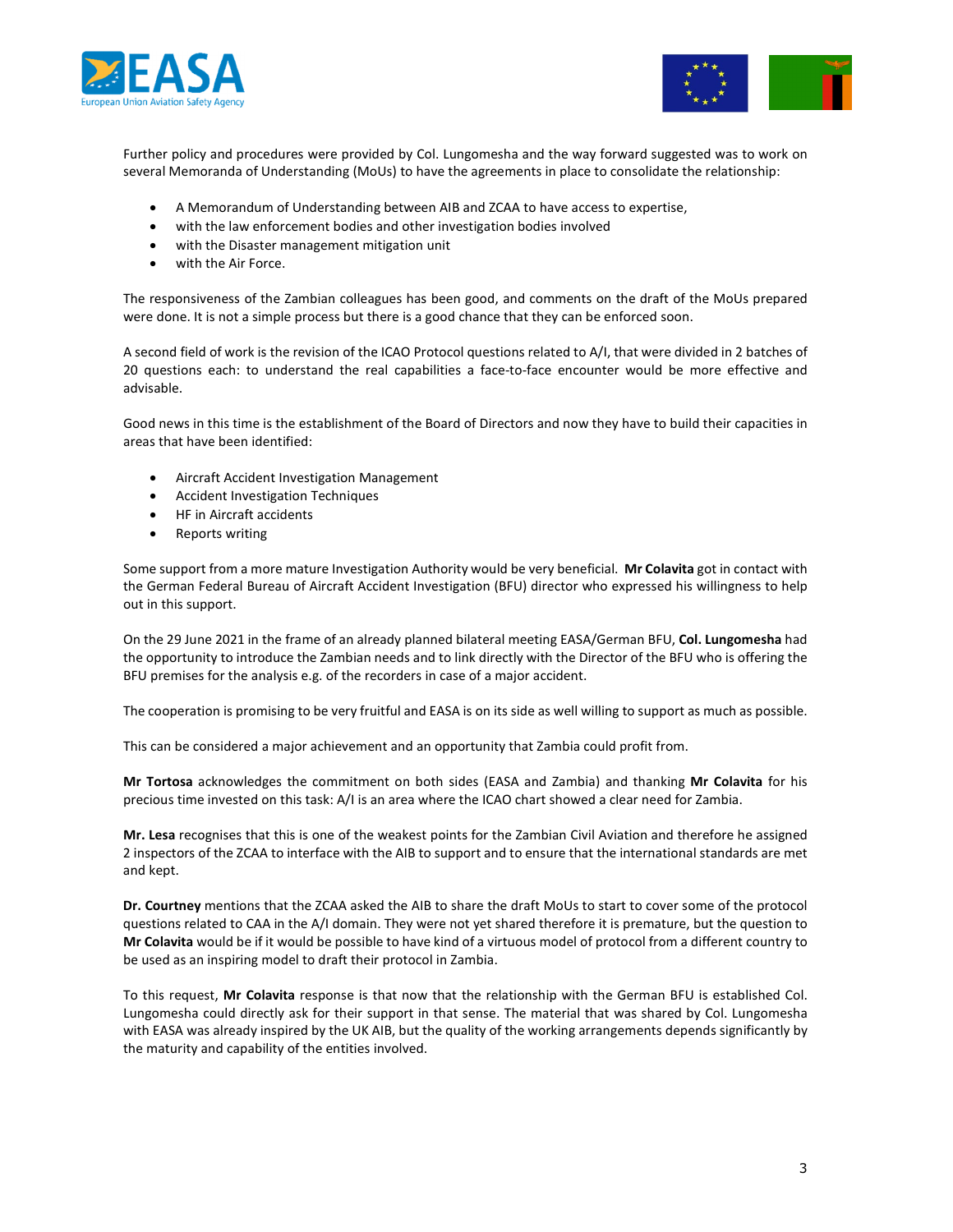Further policy and procedures were provided by Col. Lungomesha and the way forward suggested was to work on several Memoranda of Understanding (MoUs) to have the agreements in place to consolidate the relationship:

- A Memorandum of Understanding between AIB and ZCAA to have access to expertise,
- with the law enforcement bodies and other investigation bodies involved
- with the Disaster management mitigation unit
- with the Air Force.

The responsiveness of the Zambian colleagues has been good, and comments on the draft of the MoUs prepared were done. It is not a simple process but there is a good chance that they can be enforced soon.

A second field of work is the revision of the ICAO Protocol questions related to A/I, that were divided in 2 batches of 20 questions each: to understand the real capabilities a face-to-face encounter would be more effective and advisable.

Good news in this time is the establishment of the Board of Directors and now they have to build their capacities in areas that have been identified:

- Aircraft Accident Investigation Management
- Accident Investigation Techniques
- HF in Aircraft accidents
- Reports writing

Some support from a more mature Investigation Authority would be very beneficial. **Mr Colavita** got in contact with the German Federal Bureau of Aircraft Accident Investigation (BFU) director who expressed his willingness to help out in this support.

On the 29 June 2021 in the frame of an already planned bilateral meeting EASA/German BFU, **Col. Lungomesha** had the opportunity to introduce the Zambian needs and to link directly with the Director of the BFU who is offering the BFU premises for the analysis e.g. of the recorders in case of a major accident.

The cooperation is promising to be very fruitful and EASA is on its side as well willing to support as much as possible.

This can be considered a major achievement and an opportunity that Zambia could profit from.

**Mr Tortosa** acknowledges the commitment on both sides (EASA and Zambia) and thanking **Mr Colavita** for his precious time invested on this task: A/I is an area where the ICAO chart showed a clear need for Zambia.

**Mr. Lesa** recognises that this is one of the weakest points for the Zambian Civil Aviation and therefore he assigned 2 inspectors of the ZCAA to interface with the AIB to support and to ensure that the international standards are met and kept.

**Dr. Courtney** mentions that the ZCAA asked the AIB to share the draft MoUs to start to cover some of the protocol questions related to CAA in the A/I domain. They were not yet shared therefore it is premature, but the question to **Mr Colavita** would be if it would be possible to have kind of a virtuous model of protocol from a different country to be used as an inspiring model to draft their protocol in Zambia.

To this request, **Mr Colavita** response is that now that the relationship with the German BFU is established Col. Lungomesha could directly ask for their support in that sense. The material that was shared by Col. Lungomesha with EASA was already inspired by the UK AIB, but the quality of the working arrangements depends significantly by the maturity and capability of the entities involved.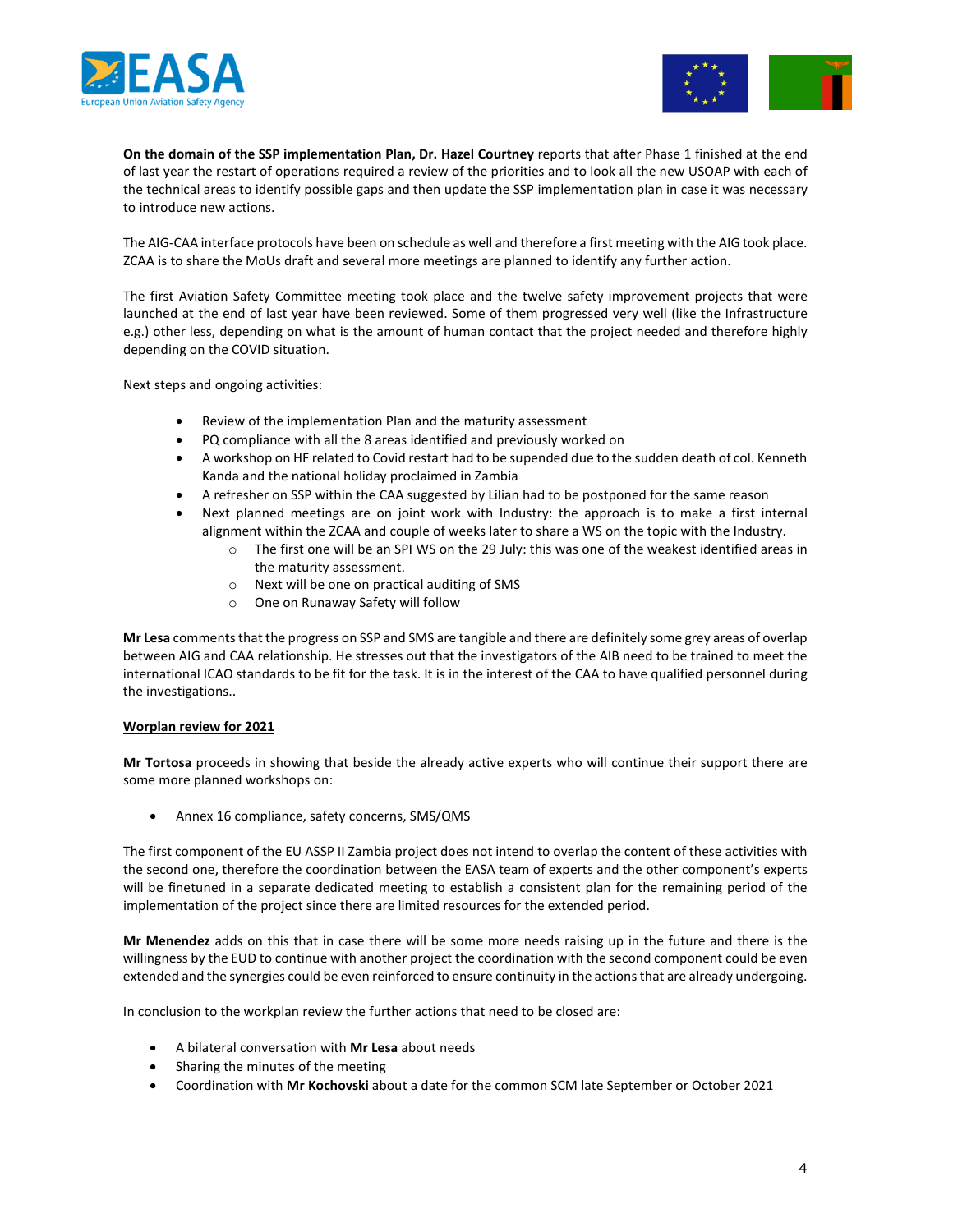**On the domain of the SSP implementation Plan, Dr. Hazel Courtney** reports that after Phase 1 finished at the end of last year the restart of operations required a review of the priorities and to look all the new USOAP with each of the technical areas to identify possible gaps and then update the SSP implementation plan in case it was necessary to introduce new actions.

The AIG-CAA interface protocols have been on schedule as well and therefore a first meeting with the AIG took place. ZCAA is to share the MoUs draft and several more meetings are planned to identify any further action.

The first Aviation Safety Committee meeting took place and the twelve safety improvement projects that were launched at the end of last year have been reviewed. Some of them progressed very well (like the Infrastructure e.g.) other less, depending on what is the amount of human contact that the project needed and therefore highly depending on the COVID situation.

Next steps and ongoing activities:

- Review of the implementation Plan and the maturity assessment
- PQ compliance with all the 8 areas identified and previously worked on
- A workshop on HF related to Covid restart had to be supended due to the sudden death of col. Kenneth Kanda and the national holiday proclaimed in Zambia
- A refresher on SSP within the CAA suggested by Lilian had to be postponed for the same reason
- Next planned meetings are on joint work with Industry: the approach is to make a first internal alignment within the ZCAA and couple of weeks later to share a WS on the topic with the Industry.
  - The first one will be an SPI WS on the 29 July: this was one of the weakest identified areas in the maturity assessment.
  - Next will be one on practical auditing of SMS
  - One on Runaway Safety will follow

**Mr Lesa** comments that the progress on SSP and SMS are tangible and there are definitely some grey areas of overlap between AIG and CAA relationship. He stresses out that the investigators of the AIB need to be trained to meet the international ICAO standards to be fit for the task. It is in the interest of the CAA to have qualified personnel during the investigations..

<u>**Worplan review for 2021**</u>

**Mr Tortosa** proceeds in showing that beside the already active experts who will continue their support there are some more planned workshops on:

- Annex 16 compliance, safety concerns, SMS/QMS

The first component of the EU ASSP II Zambia project does not intend to overlap the content of these activities with the second one, therefore the coordination between the EASA team of experts and the other component's experts will be finetuned in a separate dedicated meeting to establish a consistent plan for the remaining period of the implementation of the project since there are limited resources for the extended period.

**Mr Menendez** adds on this that in case there will be some more needs raising up in the future and there is the willingness by the EUD to continue with another project the coordination with the second component could be even extended and the synergies could be even reinforced to ensure continuity in the actions that are already undergoing.

In conclusion to the workplan review the further actions that need to be closed are:

- A bilateral conversation with **Mr Lesa** about needs
- Sharing the minutes of the meeting
- Coordination with **Mr Kochovski** about a date for the common SCM late September or October 2021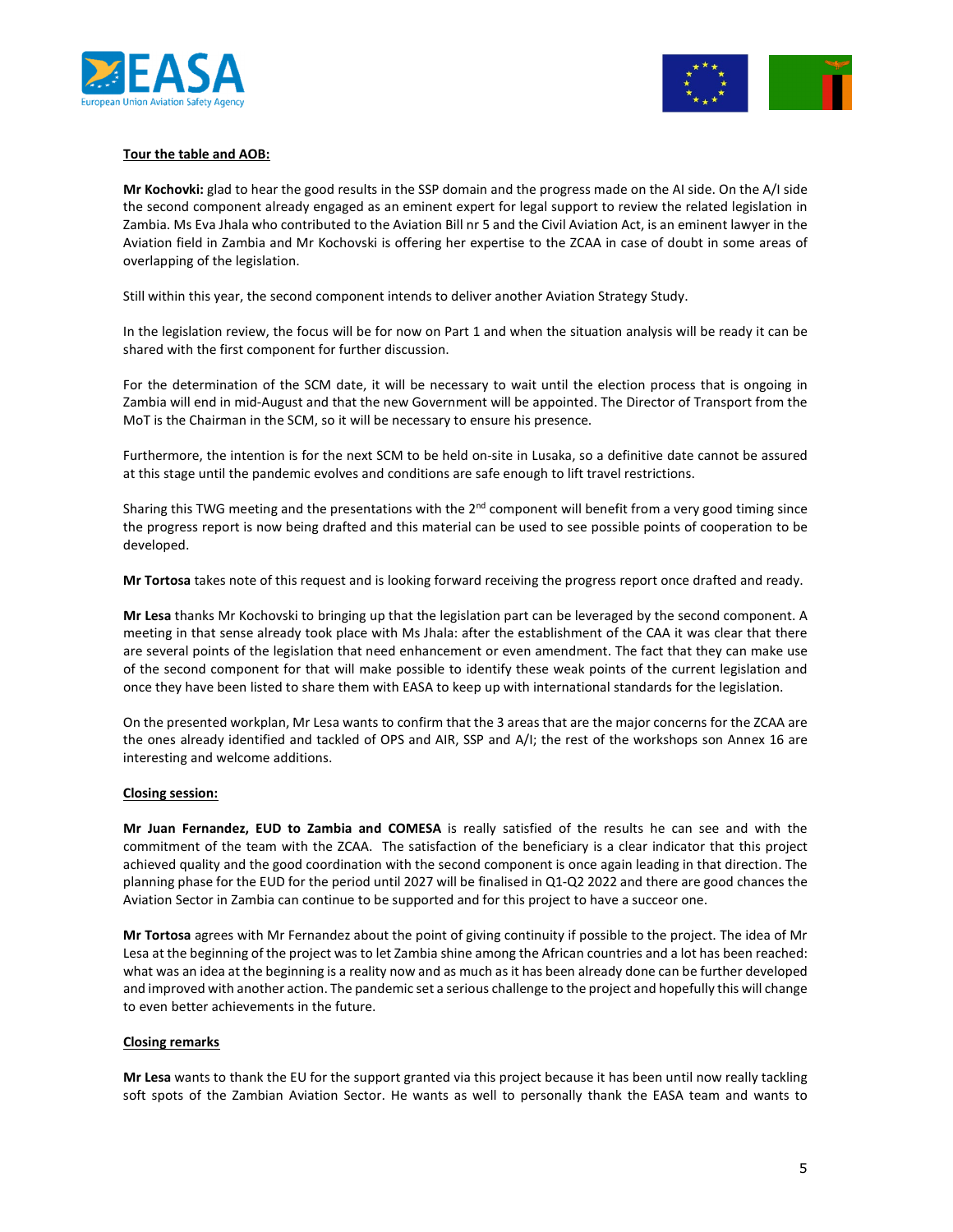**Tour the table and AOB:**

**Mr Kochovki:** glad to hear the good results in the SSP domain and the progress made on the AI side. On the A/I side the second component already engaged as an eminent expert for legal support to review the related legislation in Zambia. Ms Eva Jhala who contributed to the Aviation Bill nr 5 and the Civil Aviation Act, is an eminent lawyer in the Aviation field in Zambia and Mr Kochovski is offering her expertise to the ZCAA in case of doubt in some areas of overlapping of the legislation.

Still within this year, the second component intends to deliver another Aviation Strategy Study.

In the legislation review, the focus will be for now on Part 1 and when the situation analysis will be ready it can be shared with the first component for further discussion.

For the determination of the SCM date, it will be necessary to wait until the election process that is ongoing in Zambia will end in mid-August and that the new Government will be appointed. The Director of Transport from the MoT is the Chairman in the SCM, so it will be necessary to ensure his presence.

Furthermore, the intention is for the next SCM to be held on-site in Lusaka, so a definitive date cannot be assured at this stage until the pandemic evolves and conditions are safe enough to lift travel restrictions.

Sharing this TWG meeting and the presentations with the 2nd component will benefit from a very good timing since the progress report is now being drafted and this material can be used to see possible points of cooperation to be developed.

**Mr Tortosa** takes note of this request and is looking forward receiving the progress report once drafted and ready.

**Mr Lesa** thanks Mr Kochovski to bringing up that the legislation part can be leveraged by the second component. A meeting in that sense already took place with Ms Jhala: after the establishment of the CAA it was clear that there are several points of the legislation that need enhancement or even amendment. The fact that they can make use of the second component for that will make possible to identify these weak points of the current legislation and once they have been listed to share them with EASA to keep up with international standards for the legislation.

On the presented workplan, Mr Lesa wants to confirm that the 3 areas that are the major concerns for the ZCAA are the ones already identified and tackled of OPS and AIR, SSP and A/I; the rest of the workshops son Annex 16 are interesting and welcome additions.

**Closing session:**

**Mr Juan Fernandez, EUD to Zambia and COMESA** is really satisfied of the results he can see and with the commitment of the team with the ZCAA. The satisfaction of the beneficiary is a clear indicator that this project achieved quality and the good coordination with the second component is once again leading in that direction. The planning phase for the EUD for the period until 2027 will be finalised in Q1-Q2 2022 and there are good chances the Aviation Sector in Zambia can continue to be supported and for this project to have a succeor one.

**Mr Tortosa** agrees with Mr Fernandez about the point of giving continuity if possible to the project. The idea of Mr Lesa at the beginning of the project was to let Zambia shine among the African countries and a lot has been reached: what was an idea at the beginning is a reality now and as much as it has been already done can be further developed and improved with another action. The pandemic set a serious challenge to the project and hopefully this will change to even better achievements in the future.

**Closing remarks**

**Mr Lesa** wants to thank the EU for the support granted via this project because it has been until now really tackling soft spots of the Zambian Aviation Sector. He wants as well to personally thank the EASA team and wants to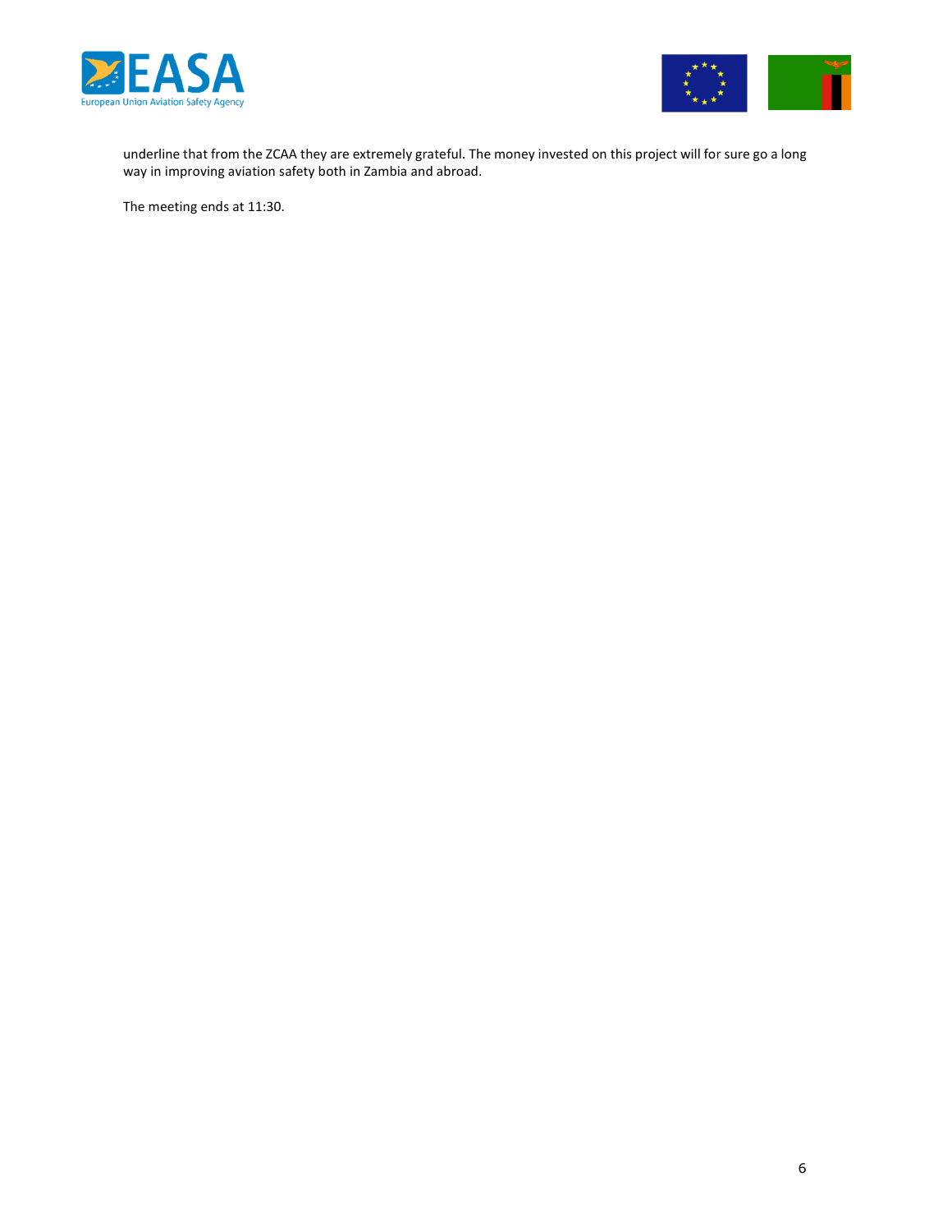underline that from the ZCAA they are extremely grateful. The money invested on this project will for sure go a long way in improving aviation safety both in Zambia and abroad.

The meeting ends at 11:30.